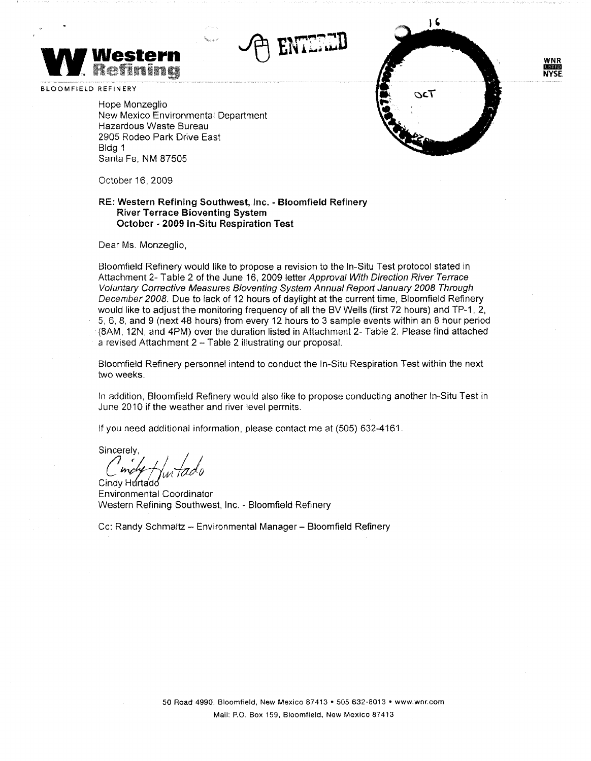**Western Refining**

BLOOMFIELD REFINERY

ENTERED

WNR
LISTED
NYSE

Hope Monzeglio
New Mexico Environmental Department
Hazardous Waste Bureau
2905 Rodeo Park Drive East
Bldg 1
Santa Fe, NM 87505

October 16, 2009

**RE: Western Refining Southwest, Inc. - Bloomfield Refinery**
**River Terrace Bioventing System**
**October - 2009 In-Situ Respiration Test**

Dear Ms. Monzeglio,

Bloomfield Refinery would like to propose a revision to the In-Situ Test protocol stated in Attachment 2- Table 2 of the June 16, 2009 letter *Approval With Direction River Terrace Voluntary Corrective Measures Bioventing System Annual Report January 2008 Through December 2008.* Due to lack of 12 hours of daylight at the current time, Bloomfield Refinery would like to adjust the monitoring frequency of all the BV Wells (first 72 hours) and TP-1, 2, 5, 6, 8, and 9 (next 48 hours) from every 12 hours to 3 sample events within an 8 hour period (8AM, 12N, and 4PM) over the duration listed in Attachment 2- Table 2. Please find attached a revised Attachment 2 – Table 2 illustrating our proposal.

Bloomfield Refinery personnel intend to conduct the In-Situ Respiration Test within the next two weeks.

In addition, Bloomfield Refinery would also like to propose conducting another In-Situ Test in June 2010 if the weather and river level permits.

If you need additional information, please contact me at (505) 632-4161.

Sincerely,

Cindy Hurtado
Environmental Coordinator
Western Refining Southwest, Inc. - Bloomfield Refinery

Cc: Randy Schmaltz – Environmental Manager – Bloomfield Refinery

50 Road 4990, Bloomfield, New Mexico 87413 • 505 632-8013 • www.wnr.com
Mail: P.O. Box 159, Bloomfield, New Mexico 87413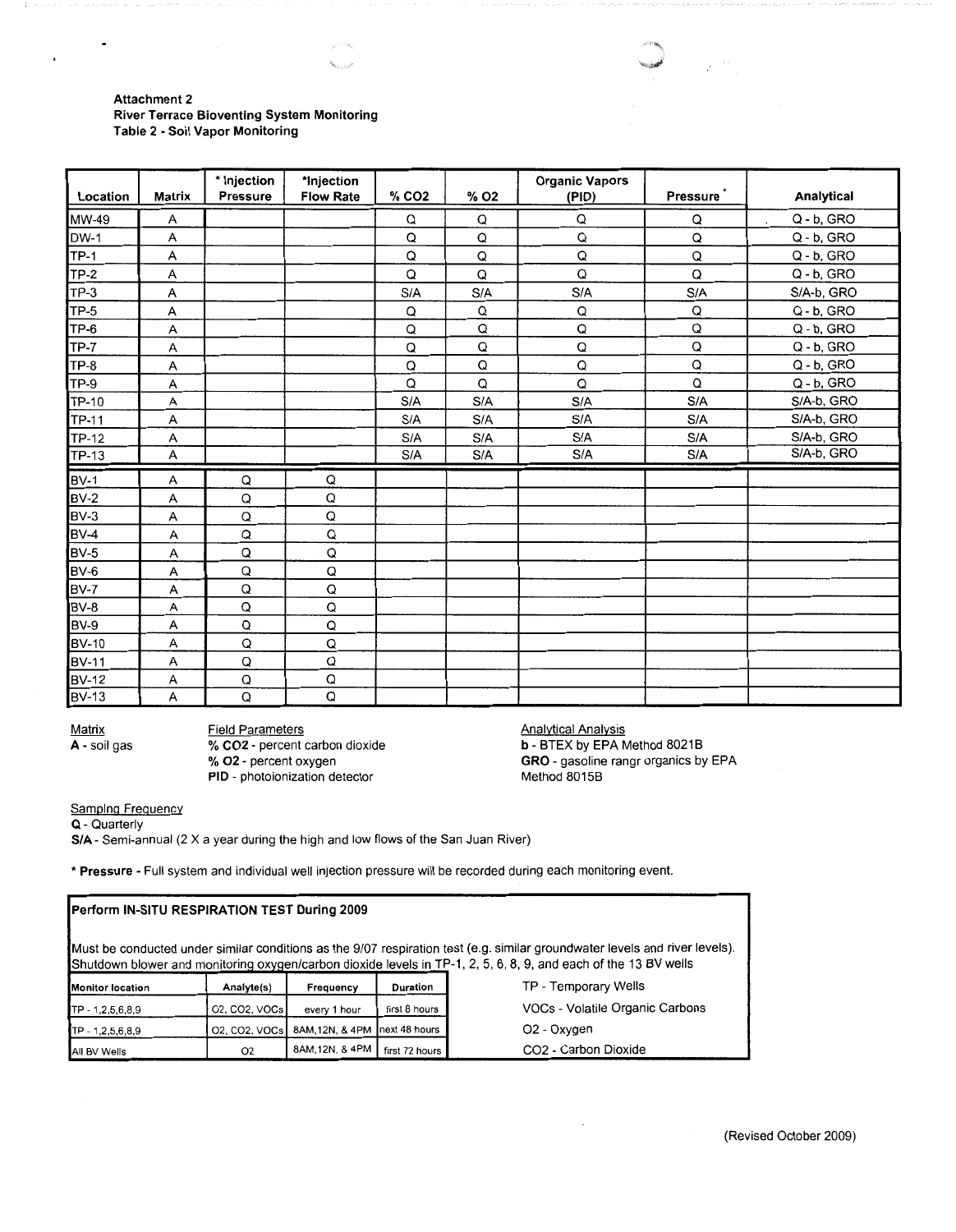**Attachment 2**
**River Terrace Bioventing System Monitoring**
**Table 2 - Soil Vapor Monitoring**

| Location | Matrix | * Injection Pressure | *Injection Flow Rate | % CO2 | % O2 | Organic Vapors (PID) | Pressure * | Analytical |
|---|---|---|---|---|---|---|---|---|
| MW-49 | A | | | Q | Q | Q | Q | Q - b, GRO |
| DW-1 | A | | | Q | Q | Q | Q | Q - b, GRO |
| TP-1 | A | | | Q | Q | Q | Q | Q - b, GRO |
| TP-2 | A | | | Q | Q | Q | Q | Q - b, GRO |
| TP-3 | A | | | S/A | S/A | S/A | S/A | S/A-b, GRO |
| TP-5 | A | | | Q | Q | Q | Q | Q - b, GRO |
| TP-6 | A | | | Q | Q | Q | Q | Q - b, GRO |
| TP-7 | A | | | Q | Q | Q | Q | Q - b, GRO |
| TP-8 | A | | | Q | Q | Q | Q | Q - b, GRO |
| TP-9 | A | | | Q | Q | Q | Q | Q - b, GRO |
| TP-10 | A | | | S/A | S/A | S/A | S/A | S/A-b, GRO |
| TP-11 | A | | | S/A | S/A | S/A | S/A | S/A-b, GRO |
| TP-12 | A | | | S/A | S/A | S/A | S/A | S/A-b, GRO |
| TP-13 | A | | | S/A | S/A | S/A | S/A | S/A-b, GRO |
| BV-1 | A | Q | Q | | | | | |
| BV-2 | A | Q | Q | | | | | |
| BV-3 | A | Q | Q | | | | | |
| BV-4 | A | Q | Q | | | | | |
| BV-5 | A | Q | Q | | | | | |
| BV-6 | A | Q | Q | | | | | |
| BV-7 | A | Q | Q | | | | | |
| BV-8 | A | Q | Q | | | | | |
| BV-9 | A | Q | Q | | | | | |
| BV-10 | A | Q | Q | | | | | |
| BV-11 | A | Q | Q | | | | | |
| BV-12 | A | Q | Q | | | | | |
| BV-13 | A | Q | Q | | | | | |

Matrix
**A** - soil gas

Field Parameters
**% CO2** - percent carbon dioxide
**% O2** - percent oxygen
**PID** - photoionization detector

Analytical Analysis
**b** - BTEX by EPA Method 8021B
**GRO** - gasoline rangr organics by EPA Method 8015B

Sampling Frequency
**Q** - Quarterly
**S/A** - Semi-annual (2 X a year during the high and low flows of the San Juan River)

**\* Pressure** - Full system and individual well injection pressure will be recorded during each monitoring event.

**Perform IN-SITU RESPIRATION TEST During 2009**

Must be conducted under similar conditions as the 9/07 respiration test (e.g. similar groundwater levels and river levels). Shutdown blower and monitoring oxygen/carbon dioxide levels in TP-1, 2, 5, 6, 8, 9, and each of the 13 BV wells

| Monitor location | Analyte(s) | Frequency | Duration |
|---|---|---|---|
| TP - 1,2,5,6,8,9 | O2, CO2, VOCs | every 1 hour | first 8 hours |
| TP - 1,2,5,6,8,9 | O2, CO2, VOCs | 8AM,12N, & 4PM | next 48 hours |
| All BV Wells | O2 | 8AM,12N, & 4PM | first 72 hours |

TP - Temporary Wells
VOCs - Volatile Organic Carbons
O2 - Oxygen
CO2 - Carbon Dioxide

(Revised October 2009)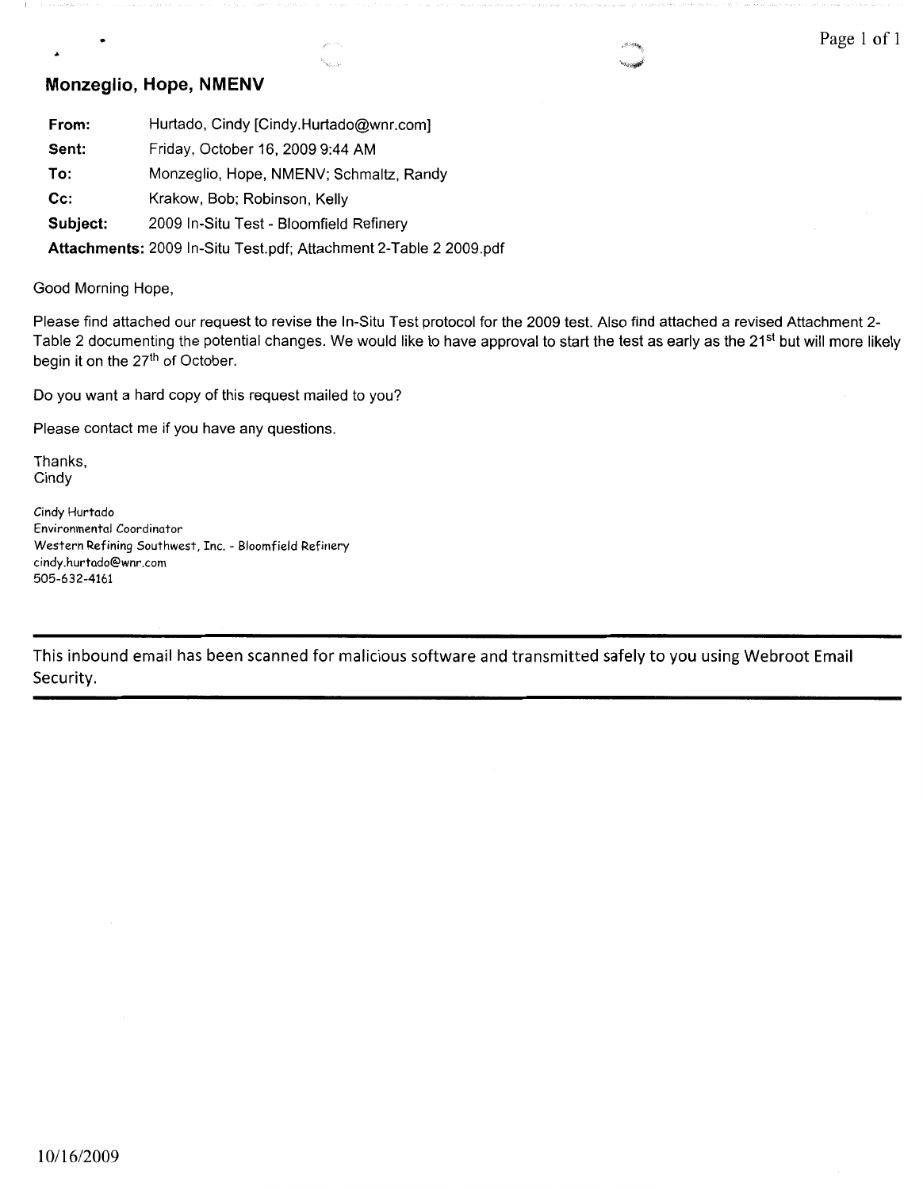## Monzeglio, Hope, NMENV

| | |
|---|---|
| **From:** | Hurtado, Cindy [Cindy.Hurtado@wnr.com] |
| **Sent:** | Friday, October 16, 2009 9:44 AM |
| **To:** | Monzeglio, Hope, NMENV; Schmaltz, Randy |
| **Cc:** | Krakow, Bob; Robinson, Kelly |
| **Subject:** | 2009 In-Situ Test - Bloomfield Refinery |
| **Attachments:** | 2009 In-Situ Test.pdf; Attachment 2-Table 2 2009.pdf |

Good Morning Hope,

Please find attached our request to revise the In-Situ Test protocol for the 2009 test. Also find attached a revised Attachment 2-Table 2 documenting the potential changes. We would like to have approval to start the test as early as the 21st but will more likely begin it on the 27th of October.

Do you want a hard copy of this request mailed to you?

Please contact me if you have any questions.

Thanks,
Cindy

Cindy Hurtado
Environmental Coordinator
Western Refining Southwest, Inc. - Bloomfield Refinery
cindy.hurtado@wnr.com
505-632-4161

---

This inbound email has been scanned for malicious software and transmitted safely to you using Webroot Email Security.

---

10/16/2009